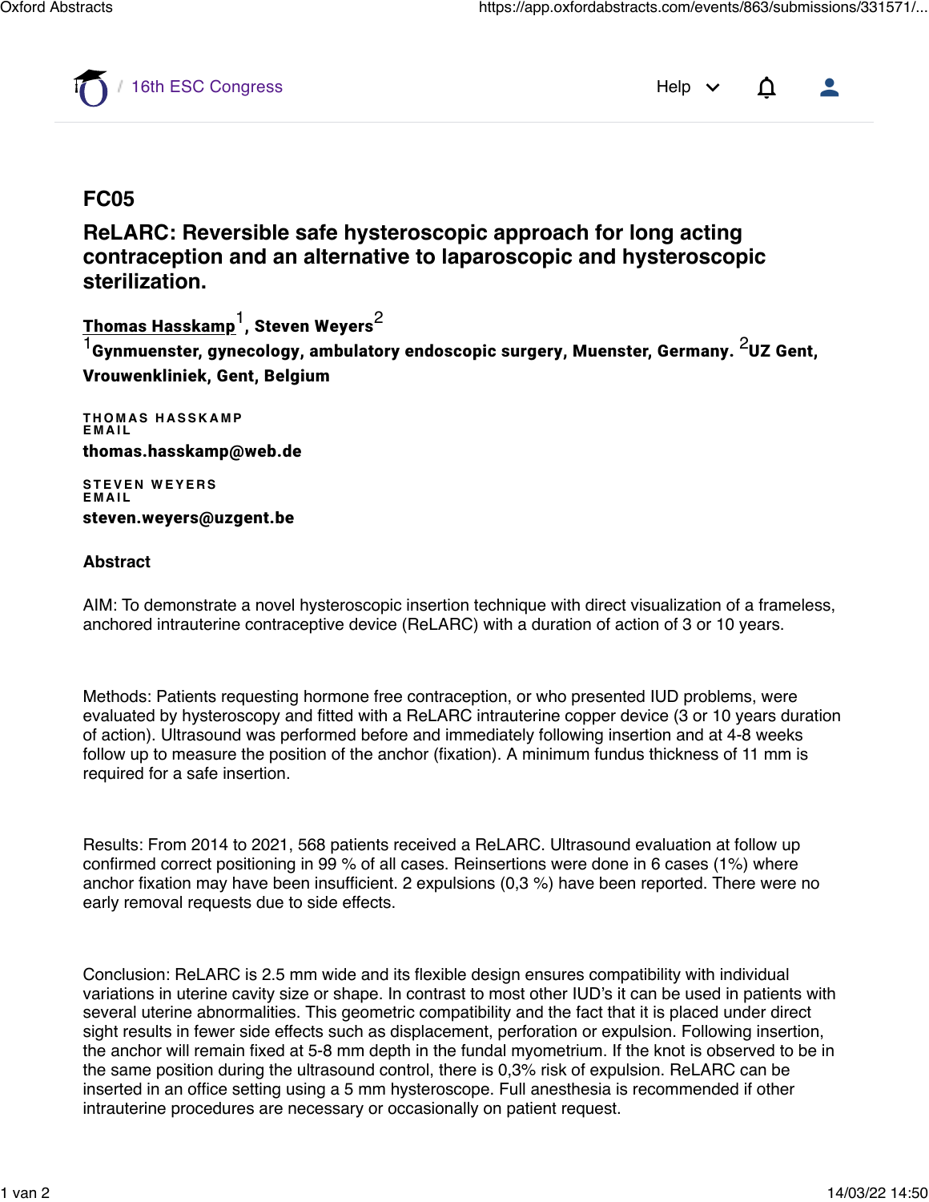# FC05

## ReLARC: Reversible safe hysteroscopic approach for long acting contraception and an alternative to laparoscopic and hysteroscopic sterilization.

**Thomas Hasskamp**[1], **Steven Weyers**[2]

[1]**Gynmuenster, gynecology, ambulatory endoscopic surgery, Muenster, Germany.** [2]**UZ Gent, Vrouwenkliniek, Gent, Belgium**

THOMAS HASSKAMP
EMAIL

**thomas.hasskamp@web.de**

STEVEN WEYERS
EMAIL

**steven.weyers@uzgent.be**

### Abstract

AIM: To demonstrate a novel hysteroscopic insertion technique with direct visualization of a frameless, anchored intrauterine contraceptive device (ReLARC) with a duration of action of 3 or 10 years.

Methods: Patients requesting hormone free contraception, or who presented IUD problems, were evaluated by hysteroscopy and fitted with a ReLARC intrauterine copper device (3 or 10 years duration of action). Ultrasound was performed before and immediately following insertion and at 4-8 weeks follow up to measure the position of the anchor (fixation). A minimum fundus thickness of 11 mm is required for a safe insertion.

Results: From 2014 to 2021, 568 patients received a ReLARC. Ultrasound evaluation at follow up confirmed correct positioning in 99 % of all cases. Reinsertions were done in 6 cases (1%) where anchor fixation may have been insufficient. 2 expulsions (0,3 %) have been reported. There were no early removal requests due to side effects.

Conclusion: ReLARC is 2.5 mm wide and its flexible design ensures compatibility with individual variations in uterine cavity size or shape. In contrast to most other IUD's it can be used in patients with several uterine abnormalities. This geometric compatibility and the fact that it is placed under direct sight results in fewer side effects such as displacement, perforation or expulsion. Following insertion, the anchor will remain fixed at 5-8 mm depth in the fundal myometrium. If the knot is observed to be in the same position during the ultrasound control, there is 0,3% risk of expulsion. ReLARC can be inserted in an office setting using a 5 mm hysteroscope. Full anesthesia is recommended if other intrauterine procedures are necessary or occasionally on patient request.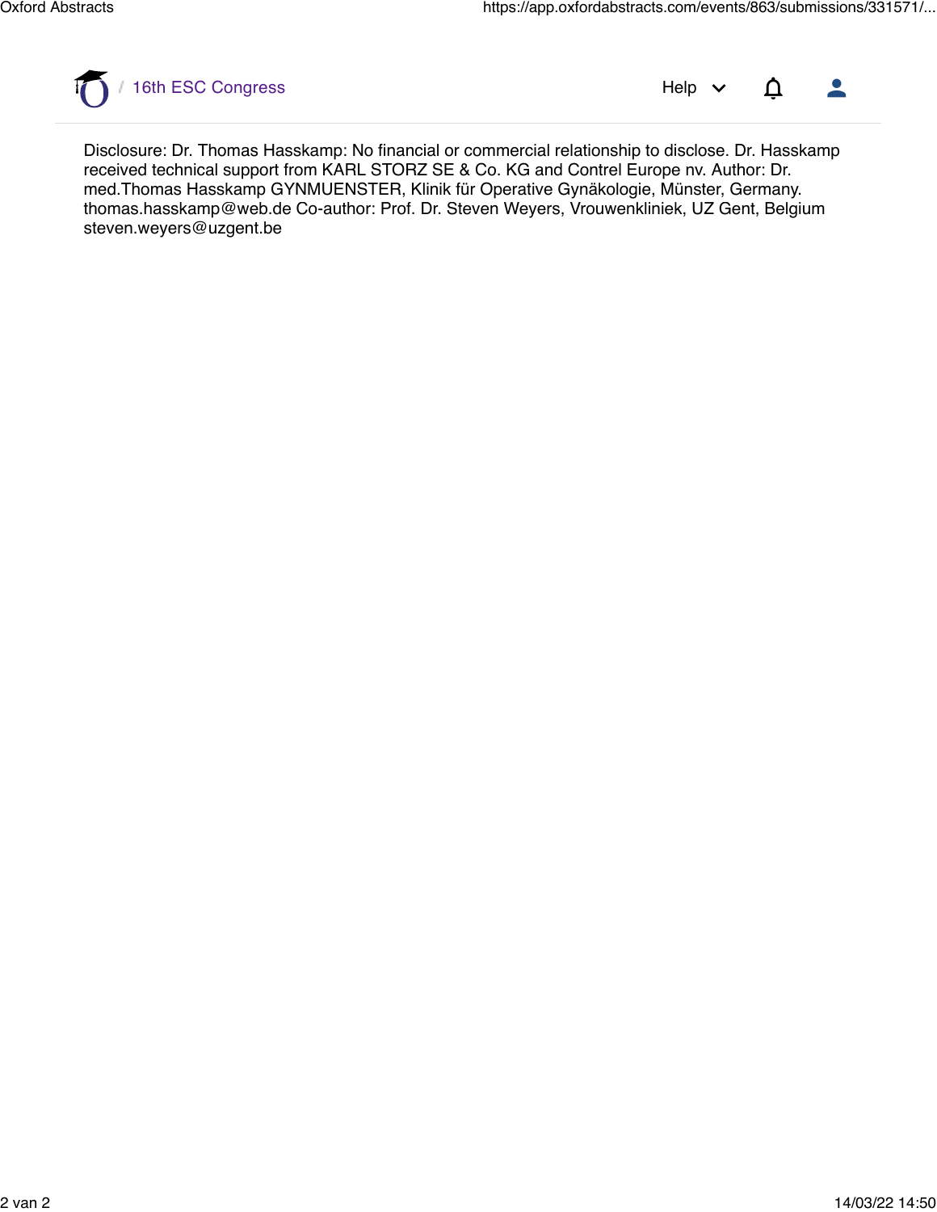Disclosure: Dr. Thomas Hasskamp: No financial or commercial relationship to disclose. Dr. Hasskamp received technical support from KARL STORZ SE & Co. KG and Contrel Europe nv. Author: Dr. med.Thomas Hasskamp GYNMUENSTER, Klinik für Operative Gynäkologie, Münster, Germany. thomas.hasskamp@web.de Co-author: Prof. Dr. Steven Weyers, Vrouwenkliniek, UZ Gent, Belgium steven.weyers@uzgent.be